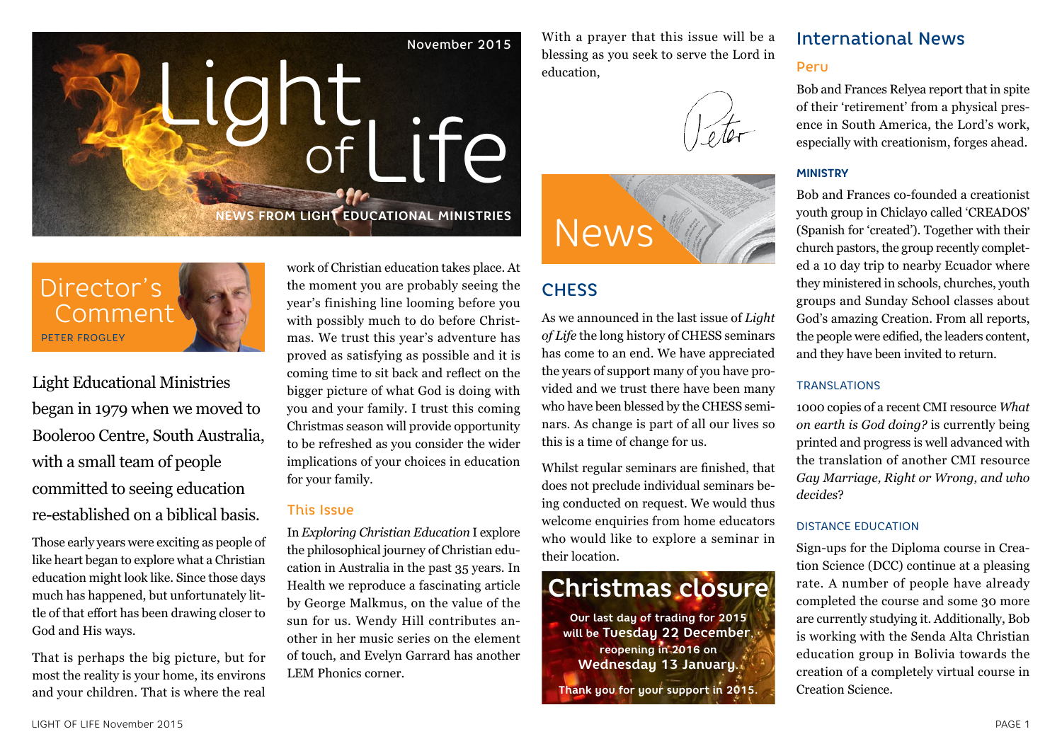November 2015

# Light of Life

NEWS FROM LIGHT EDUCATIONAL MINISTRIES

## Director's Comment

PETER FROGLEY

Light Educational Ministries began in 1979 when we moved to Booleroo Centre, South Australia, with a small team of people committed to seeing education re-established on a biblical basis.

Those early years were exciting as people of like heart began to explore what a Christian education might look like. Since those days much has happened, but unfortunately little of that effort has been drawing closer to God and His ways.

That is perhaps the big picture, but for most the reality is your home, its environs and your children. That is where the real work of Christian education takes place. At the moment you are probably seeing the year's finishing line looming before you with possibly much to do before Christmas. We trust this year's adventure has proved as satisfying as possible and it is coming time to sit back and reflect on the bigger picture of what God is doing with you and your family. I trust this coming Christmas season will provide opportunity to be refreshed as you consider the wider implications of your choices in education for your family.

### This Issue

In *Exploring Christian Education* I explore the philosophical journey of Christian education in Australia in the past 35 years. In Health we reproduce a fascinating article by George Malkmus, on the value of the sun for us. Wendy Hill contributes another in her music series on the element of touch, and Evelyn Garrard has another LEM Phonics corner.

With a prayer that this issue will be a blessing as you seek to serve the Lord in education,

Peter

## News

### CHESS

As we announced in the last issue of *Light of Life* the long history of CHESS seminars has come to an end. We have appreciated the years of support many of you have provided and we trust there have been many who have been blessed by the CHESS seminars. As change is part of all our lives so this is a time of change for us.

Whilst regular seminars are finished, that does not preclude individual seminars being conducted on request. We would thus welcome enquiries from home educators who would like to explore a seminar in their location.

### Christmas closure

Our last day of trading for 2015 will be **Tuesday 22 December**, reopening in 2016 on **Wednesday 13 January**.

Thank you for your support in 2015.

## International News

### Peru

Bob and Frances Relyea report that in spite of their 'retirement' from a physical presence in South America, the Lord's work, especially with creationism, forges ahead.

#### MINISTRY

Bob and Frances co-founded a creationist youth group in Chiclayo called 'CREADOS' (Spanish for 'created'). Together with their church pastors, the group recently completed a 10 day trip to nearby Ecuador where they ministered in schools, churches, youth groups and Sunday School classes about God's amazing Creation. From all reports, the people were edified, the leaders content, and they have been invited to return.

#### TRANSLATIONS

1000 copies of a recent CMI resource *What on earth is God doing?* is currently being printed and progress is well advanced with the translation of another CMI resource *Gay Marriage, Right or Wrong, and who decides*?

#### DISTANCE EDUCATION

Sign-ups for the Diploma course in Creation Science (DCC) continue at a pleasing rate. A number of people have already completed the course and some 30 more are currently studying it. Additionally, Bob is working with the Senda Alta Christian education group in Bolivia towards the creation of a completely virtual course in Creation Science.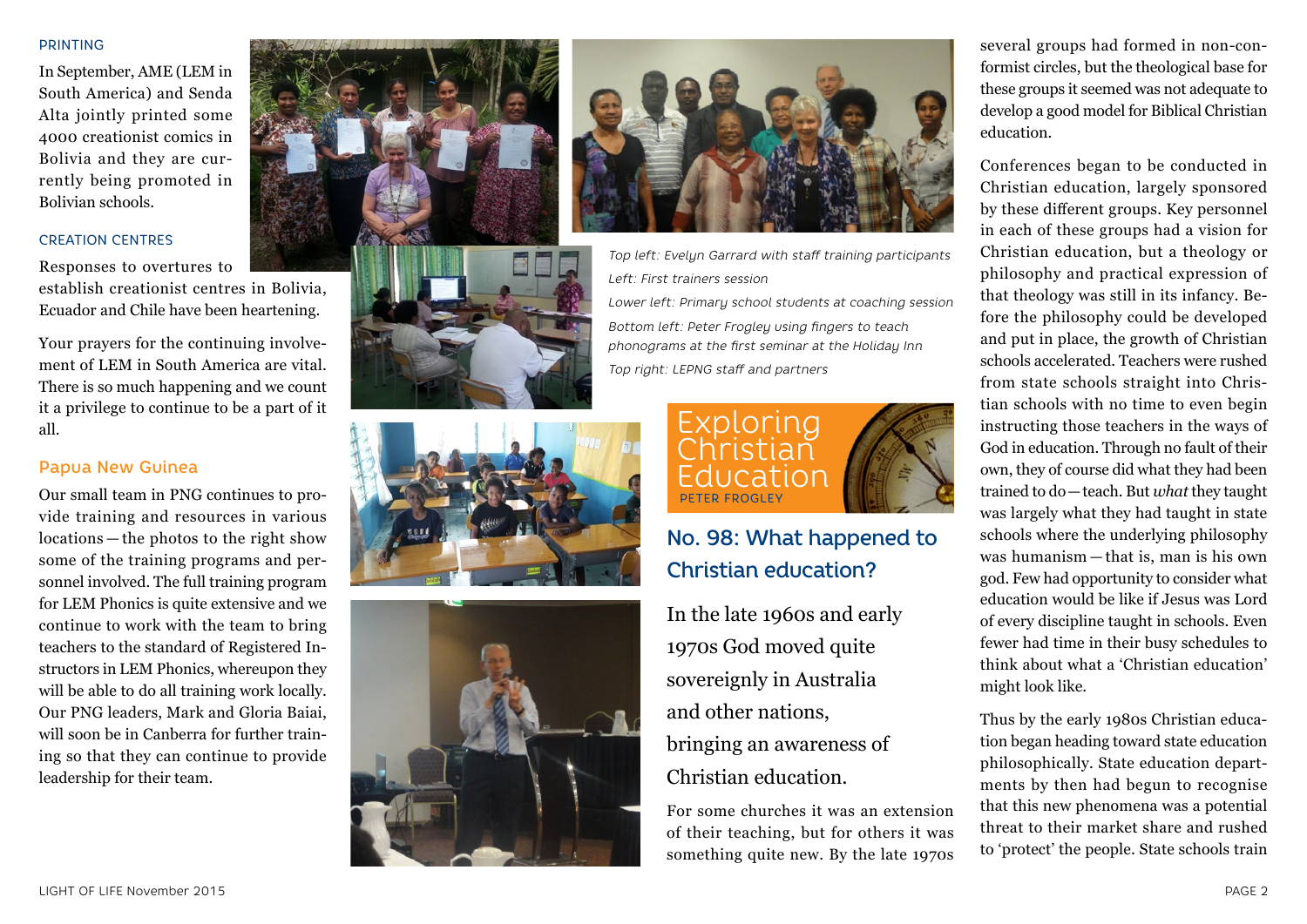### PRINTING

In September, AME (LEM in South America) and Senda Alta jointly printed some 4000 creationist comics in Bolivia and they are currently being promoted in Bolivian schools.

### CREATION CENTRES

Responses to overtures to establish creationist centres in Bolivia, Ecuador and Chile have been heartening.

Your prayers for the continuing involvement of LEM in South America are vital. There is so much happening and we count it a privilege to continue to be a part of it all.

## Papua New Guinea

Our small team in PNG continues to provide training and resources in various locations — the photos to the right show some of the training programs and personnel involved. The full training program for LEM Phonics is quite extensive and we continue to work with the team to bring teachers to the standard of Registered Instructors in LEM Phonics, whereupon they will be able to do all training work locally. Our PNG leaders, Mark and Gloria Baiai, will soon be in Canberra for further training so that they can continue to provide leadership for their team.

*Top left: Evelyn Garrard with staff training participants*

*Left: First trainers session*

*Lower left: Primary school students at coaching session*

*Bottom left: Peter Frogley using fingers to teach phonograms at the first seminar at the Holiday Inn*

*Top right: LEPNG staff and partners*

# Exploring Christian Education

PETER FROGLEY

## No. 98: What happened to Christian education?

In the late 1960s and early 1970s God moved quite sovereignly in Australia and other nations, bringing an awareness of Christian education.

For some churches it was an extension of their teaching, but for others it was something quite new. By the late 1970s several groups had formed in non-conformist circles, but the theological base for these groups it seemed was not adequate to develop a good model for Biblical Christian education.

Conferences began to be conducted in Christian education, largely sponsored by these different groups. Key personnel in each of these groups had a vision for Christian education, but a theology or philosophy and practical expression of that theology was still in its infancy. Before the philosophy could be developed and put in place, the growth of Christian schools accelerated. Teachers were rushed from state schools straight into Christian schools with no time to even begin instructing those teachers in the ways of God in education. Through no fault of their own, they of course did what they had been trained to do — teach. But *what* they taught was largely what they had taught in state schools where the underlying philosophy was humanism — that is, man is his own god. Few had opportunity to consider what education would be like if Jesus was Lord of every discipline taught in schools. Even fewer had time in their busy schedules to think about what a 'Christian education' might look like.

Thus by the early 1980s Christian education began heading toward state education philosophically. State education departments by then had begun to recognise that this new phenomena was a potential threat to their market share and rushed to 'protect' the people. State schools train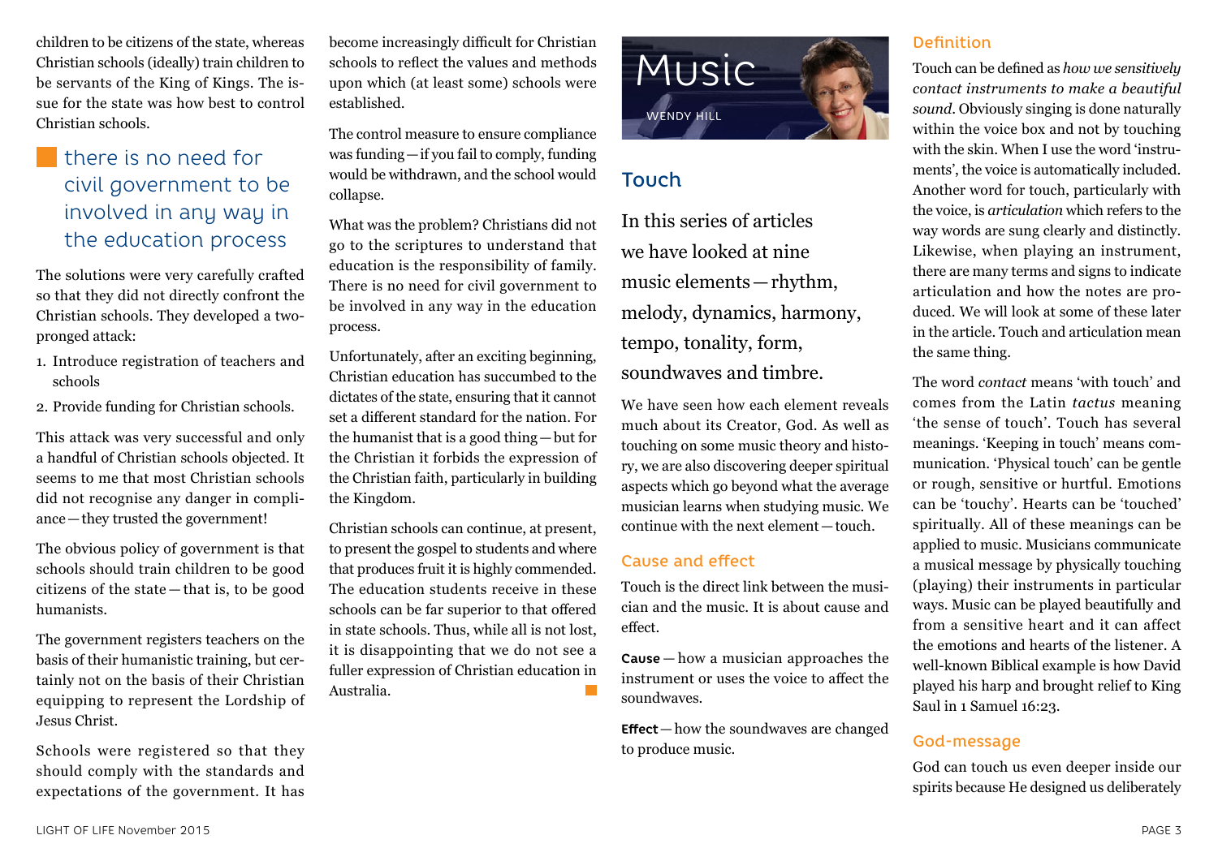children to be citizens of the state, whereas Christian schools (ideally) train children to be servants of the King of Kings. The issue for the state was how best to control Christian schools.

> there is no need for civil government to be involved in any way in the education process

The solutions were very carefully crafted so that they did not directly confront the Christian schools. They developed a two-pronged attack:

1. Introduce registration of teachers and schools
2. Provide funding for Christian schools.

This attack was very successful and only a handful of Christian schools objected. It seems to me that most Christian schools did not recognise any danger in compliance — they trusted the government!

The obvious policy of government is that schools should train children to be good citizens of the state — that is, to be good humanists.

The government registers teachers on the basis of their humanistic training, but certainly not on the basis of their Christian equipping to represent the Lordship of Jesus Christ.

Schools were registered so that they should comply with the standards and expectations of the government. It has become increasingly difficult for Christian schools to reflect the values and methods upon which (at least some) schools were established.

The control measure to ensure compliance was funding — if you fail to comply, funding would be withdrawn, and the school would collapse.

What was the problem? Christians did not go to the scriptures to understand that education is the responsibility of family. There is no need for civil government to be involved in any way in the education process.

Unfortunately, after an exciting beginning, Christian education has succumbed to the dictates of the state, ensuring that it cannot set a different standard for the nation. For the humanist that is a good thing — but for the Christian it forbids the expression of the Christian faith, particularly in building the Kingdom.

Christian schools can continue, at present, to present the gospel to students and where that produces fruit it is highly commended. The education students receive in these schools can be far superior to that offered in state schools. Thus, while all is not lost, it is disappointing that we do not see a fuller expression of Christian education in Australia.

# Music

WENDY HILL

## Touch

In this series of articles we have looked at nine music elements — rhythm, melody, dynamics, harmony, tempo, tonality, form, soundwaves and timbre.

We have seen how each element reveals much about its Creator, God. As well as touching on some music theory and history, we are also discovering deeper spiritual aspects which go beyond what the average musician learns when studying music. We continue with the next element — touch.

### Cause and effect

Touch is the direct link between the musician and the music. It is about cause and effect.

**Cause** — how a musician approaches the instrument or uses the voice to affect the soundwaves.

**Effect** — how the soundwaves are changed to produce music.

### Definition

Touch can be defined as *how we sensitively contact instruments to make a beautiful sound*. Obviously singing is done naturally within the voice box and not by touching with the skin. When I use the word 'instruments', the voice is automatically included. Another word for touch, particularly with the voice, is *articulation* which refers to the way words are sung clearly and distinctly. Likewise, when playing an instrument, there are many terms and signs to indicate articulation and how the notes are produced. We will look at some of these later in the article. Touch and articulation mean the same thing.

The word *contact* means 'with touch' and comes from the Latin *tactus* meaning 'the sense of touch'. Touch has several meanings. 'Keeping in touch' means communication. 'Physical touch' can be gentle or rough, sensitive or hurtful. Emotions can be 'touchy'. Hearts can be 'touched' spiritually. All of these meanings can be applied to music. Musicians communicate a musical message by physically touching (playing) their instruments in particular ways. Music can be played beautifully and from a sensitive heart and it can affect the emotions and hearts of the listener. A well-known Biblical example is how David played his harp and brought relief to King Saul in 1 Samuel 16:23.

### God-message

God can touch us even deeper inside our spirits because He designed us deliberately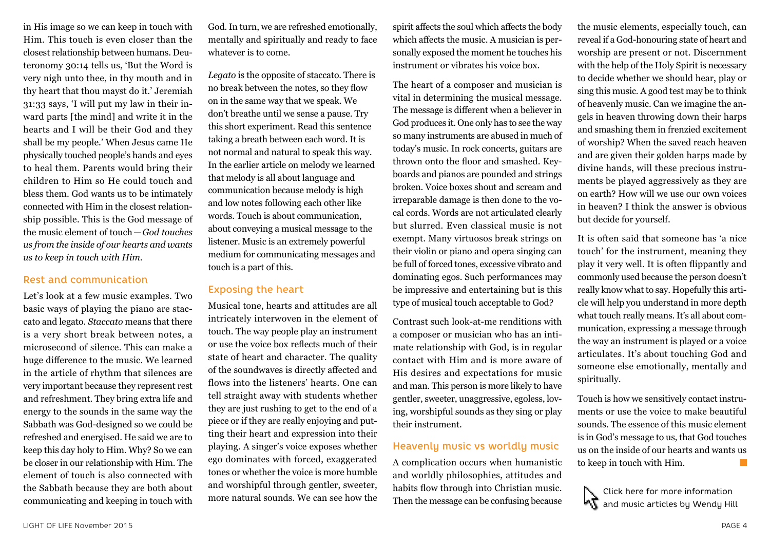in His image so we can keep in touch with Him. This touch is even closer than the closest relationship between humans. Deuteronomy 30:14 tells us, 'But the Word is very nigh unto thee, in thy mouth and in thy heart that thou mayst do it.' Jeremiah 31:33 says, 'I will put my law in their inward parts [the mind] and write it in the hearts and I will be their God and they shall be my people.' When Jesus came He physically touched people's hands and eyes to heal them. Parents would bring their children to Him so He could touch and bless them. God wants us to be intimately connected with Him in the closest relationship possible. This is the God message of the music element of touch—*God touches us from the inside of our hearts and wants us to keep in touch with Him.*

## Rest and communication

Let's look at a few music examples. Two basic ways of playing the piano are staccato and legato. *Staccato* means that there is a very short break between notes, a microsecond of silence. This can make a huge difference to the music. We learned in the article of rhythm that silences are very important because they represent rest and refreshment. They bring extra life and energy to the sounds in the same way the Sabbath was God-designed so we could be refreshed and energised. He said we are to keep this day holy to Him. Why? So we can be closer in our relationship with Him. The element of touch is also connected with the Sabbath because they are both about communicating and keeping in touch with God. In turn, we are refreshed emotionally, mentally and spiritually and ready to face whatever is to come.

*Legato* is the opposite of staccato. There is no break between the notes, so they flow on in the same way that we speak. We don't breathe until we sense a pause. Try this short experiment. Read this sentence taking a breath between each word. It is not normal and natural to speak this way. In the earlier article on melody we learned that melody is all about language and communication because melody is high and low notes following each other like words. Touch is about communication, about conveying a musical message to the listener. Music is an extremely powerful medium for communicating messages and touch is a part of this.

## Exposing the heart

Musical tone, hearts and attitudes are all intricately interwoven in the element of touch. The way people play an instrument or use the voice box reflects much of their state of heart and character. The quality of the soundwaves is directly affected and flows into the listeners' hearts. One can tell straight away with students whether they are just rushing to get to the end of a piece or if they are really enjoying and putting their heart and expression into their playing. A singer's voice exposes whether ego dominates with forced, exaggerated tones or whether the voice is more humble and worshipful through gentler, sweeter, more natural sounds. We can see how the spirit affects the soul which affects the body which affects the music. A musician is personally exposed the moment he touches his instrument or vibrates his voice box.

The heart of a composer and musician is vital in determining the musical message. The message is different when a believer in God produces it. One only has to see the way so many instruments are abused in much of today's music. In rock concerts, guitars are thrown onto the floor and smashed. Keyboards and pianos are pounded and strings broken. Voice boxes shout and scream and irreparable damage is then done to the vocal cords. Words are not articulated clearly but slurred. Even classical music is not exempt. Many virtuosos break strings on their violin or piano and opera singing can be full of forced tones, excessive vibrato and dominating egos. Such performances may be impressive and entertaining but is this type of musical touch acceptable to God?

Contrast such look-at-me renditions with a composer or musician who has an intimate relationship with God, is in regular contact with Him and is more aware of His desires and expectations for music and man. This person is more likely to have gentler, sweeter, unaggressive, egoless, loving, worshipful sounds as they sing or play their instrument.

## Heavenly music vs worldly music

A complication occurs when humanistic and worldly philosophies, attitudes and habits flow through into Christian music. Then the message can be confusing because the music elements, especially touch, can reveal if a God-honouring state of heart and worship are present or not. Discernment with the help of the Holy Spirit is necessary to decide whether we should hear, play or sing this music. A good test may be to think of heavenly music. Can we imagine the angels in heaven throwing down their harps and smashing them in frenzied excitement of worship? When the saved reach heaven and are given their golden harps made by divine hands, will these precious instruments be played aggressively as they are on earth? How will we use our own voices in heaven? I think the answer is obvious but decide for yourself.

It is often said that someone has 'a nice touch' for the instrument, meaning they play it very well. It is often flippantly and commonly used because the person doesn't really know what to say. Hopefully this article will help you understand in more depth what touch really means. It's all about communication, expressing a message through the way an instrument is played or a voice articulates. It's about touching God and someone else emotionally, mentally and spiritually.

Touch is how we sensitively contact instruments or use the voice to make beautiful sounds. The essence of this music element is in God's message to us, that God touches us on the inside of our hearts and wants us to keep in touch with Him.

Click here for more information and music articles by Wendy Hill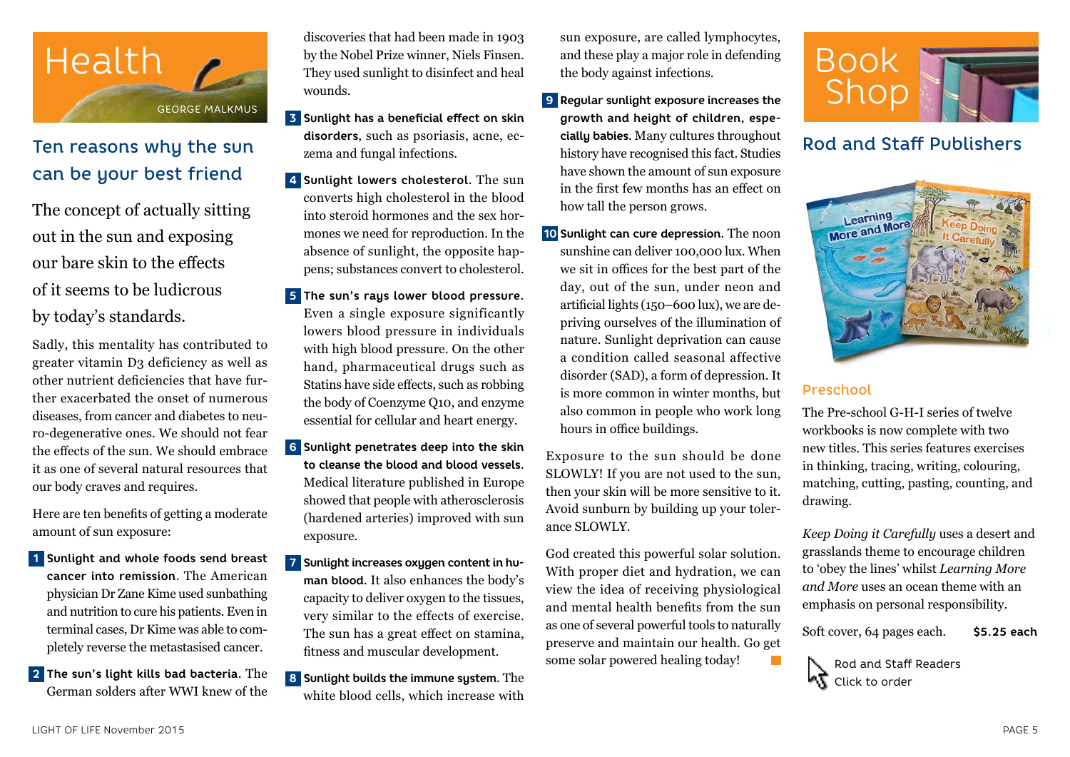# Health

GEORGE MALKMUS

## Ten reasons why the sun can be your best friend

The concept of actually sitting out in the sun and exposing our bare skin to the effects of it seems to be ludicrous by today's standards.

Sadly, this mentality has contributed to greater vitamin D3 deficiency as well as other nutrient deficiencies that have further exacerbated the onset of numerous diseases, from cancer and diabetes to neuro-degenerative ones. We should not fear the effects of the sun. We should embrace it as one of several natural resources that our body craves and requires.

Here are ten benefits of getting a moderate amount of sun exposure:

1. **Sunlight and whole foods send breast cancer into remission.** The American physician Dr Zane Kime used sunbathing and nutrition to cure his patients. Even in terminal cases, Dr Kime was able to completely reverse the metastasised cancer.
2. **The sun's light kills bad bacteria.** The German solders after WWI knew of the discoveries that had been made in 1903 by the Nobel Prize winner, Niels Finsen. They used sunlight to disinfect and heal wounds.
3. **Sunlight has a beneficial effect on skin disorders**, such as psoriasis, acne, eczema and fungal infections.
4. **Sunlight lowers cholesterol.** The sun converts high cholesterol in the blood into steroid hormones and the sex hormones we need for reproduction. In the absence of sunlight, the opposite happens; substances convert to cholesterol.
5. **The sun's rays lower blood pressure.** Even a single exposure significantly lowers blood pressure in individuals with high blood pressure. On the other hand, pharmaceutical drugs such as Statins have side effects, such as robbing the body of Coenzyme Q10, and enzyme essential for cellular and heart energy.
6. **Sunlight penetrates deep into the skin to cleanse the blood and blood vessels.** Medical literature published in Europe showed that people with atherosclerosis (hardened arteries) improved with sun exposure.
7. **Sunlight increases oxygen content in human blood.** It also enhances the body's capacity to deliver oxygen to the tissues, very similar to the effects of exercise. The sun has a great effect on stamina, fitness and muscular development.
8. **Sunlight builds the immune system.** The white blood cells, which increase with sun exposure, are called lymphocytes, and these play a major role in defending the body against infections.
9. **Regular sunlight exposure increases the growth and height of children, especially babies.** Many cultures throughout history have recognised this fact. Studies have shown the amount of sun exposure in the first few months has an effect on how tall the person grows.
10. **Sunlight can cure depression.** The noon sunshine can deliver 100,000 lux. When we sit in offices for the best part of the day, out of the sun, under neon and artificial lights (150–600 lux), we are depriving ourselves of the illumination of nature. Sunlight deprivation can cause a condition called seasonal affective disorder (SAD), a form of depression. It is more common in winter months, but also common in people who work long hours in office buildings.

Exposure to the sun should be done SLOWLY! If you are not used to the sun, then your skin will be more sensitive to it. Avoid sunburn by building up your tolerance SLOWLY.

God created this powerful solar solution. With proper diet and hydration, we can view the idea of receiving physiological and mental health benefits from the sun as one of several powerful tools to naturally preserve and maintain our health. Go get some solar powered healing today!

# Book Shop

## Rod and Staff Publishers

### Preschool

The Pre-school G-H-I series of twelve workbooks is now complete with two new titles. This series features exercises in thinking, tracing, writing, colouring, matching, cutting, pasting, counting, and drawing.

*Keep Doing it Carefully* uses a desert and grasslands theme to encourage children to 'obey the lines' whilst *Learning More and More* uses an ocean theme with an emphasis on personal responsibility.

Soft cover, 64 pages each. **$5.25 each**

Rod and Staff Readers
Click to order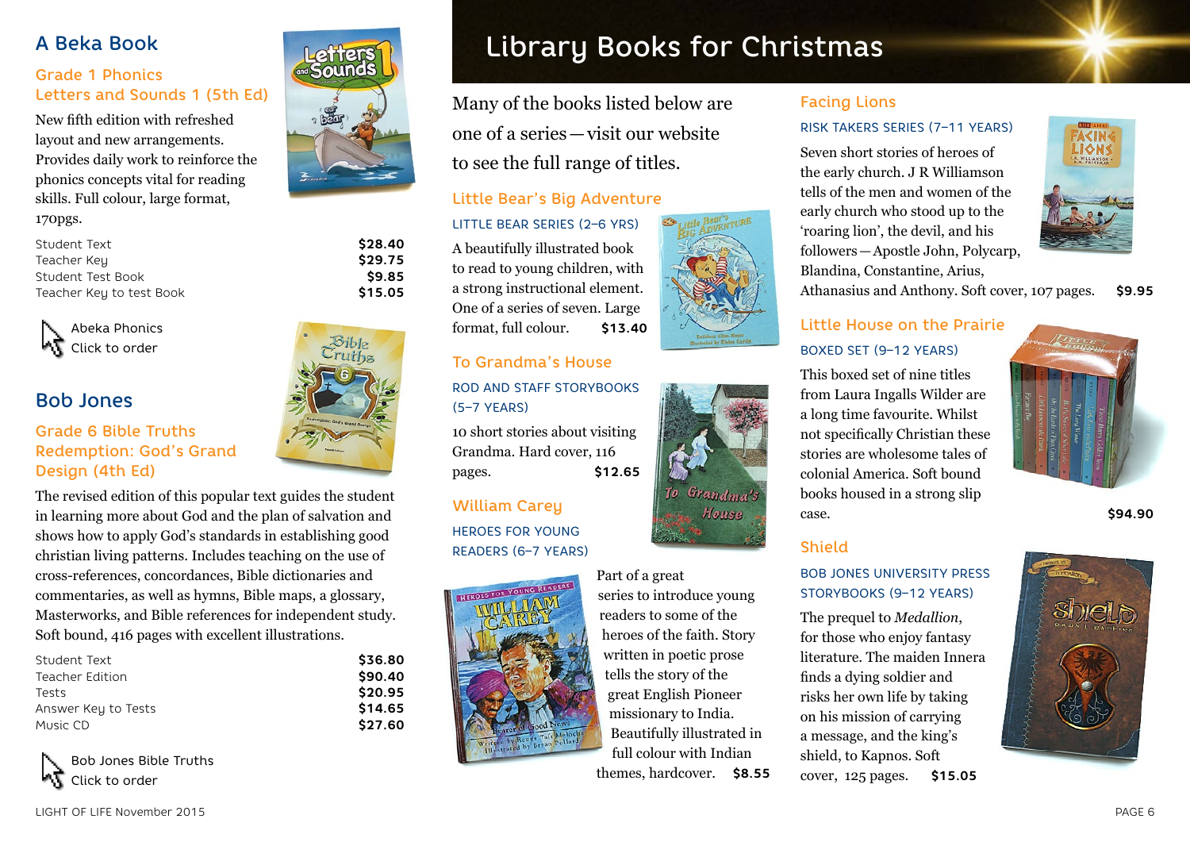## A Beka Book

### Grade 1 Phonics Letters and Sounds 1 (5th Ed)

New fifth edition with refreshed layout and new arrangements. Provides daily work to reinforce the phonics concepts vital for reading skills. Full colour, large format, 170pgs.

| | |
|---|---|
| Student Text | $28.40 |
| Teacher Key | $29.75 |
| Student Test Book | $9.85 |
| Teacher Key to test Book | $15.05 |

Abeka Phonics
Click to order

## Bob Jones

### Grade 6 Bible Truths Redemption: God's Grand Design (4th Ed)

The revised edition of this popular text guides the student in learning more about God and the plan of salvation and shows how to apply God's standards in establishing good christian living patterns. Includes teaching on the use of cross-references, concordances, Bible dictionaries and commentaries, as well as hymns, Bible maps, a glossary, Masterworks, and Bible references for independent study. Soft bound, 416 pages with excellent illustrations.

| | |
|---|---|
| Student Text | $36.80 |
| Teacher Edition | $90.40 |
| Tests | $20.95 |
| Answer Key to Tests | $14.65 |
| Music CD | $27.60 |

Bob Jones Bible Truths
Click to order

# Library Books for Christmas

Many of the books listed below are one of a series — visit our website to see the full range of titles.

### Little Bear's Big Adventure

LITTLE BEAR SERIES (2–6 YRS)

A beautifully illustrated book to read to young children, with a strong instructional element. One of a series of seven. Large format, full colour. **$13.40**

### To Grandma's House

ROD AND STAFF STORYBOOKS (5–7 YEARS)

10 short stories about visiting Grandma. Hard cover, 116 pages. **$12.65**

### William Carey

HEROES FOR YOUNG READERS (6–7 YEARS)

Part of a great series to introduce young readers to some of the heroes of the faith. Story written in poetic prose tells the story of the great English Pioneer missionary to India. Beautifully illustrated in full colour with Indian themes, hardcover. **$8.55**

### Facing Lions

RISK TAKERS SERIES (7–11 YEARS)

Seven short stories of heroes of the early church. J R Williamson tells of the men and women of the early church who stood up to the 'roaring lion', the devil, and his followers — Apostle John, Polycarp, Blandina, Constantine, Arius, Athanasius and Anthony. Soft cover, 107 pages. **$9.95**

### Little House on the Prairie

BOXED SET (9–12 YEARS)

This boxed set of nine titles from Laura Ingalls Wilder are a long time favourite. Whilst not specifically Christian these stories are wholesome tales of colonial America. Soft bound books housed in a strong slip case. **$94.90**

### Shield

BOB JONES UNIVERSITY PRESS STORYBOOKS (9–12 YEARS)

The prequel to *Medallion*, for those who enjoy fantasy literature. The maiden Innera finds a dying soldier and risks her own life by taking on his mission of carrying a message, and the king's shield, to Kapnos. Soft cover, 125 pages. **$15.05**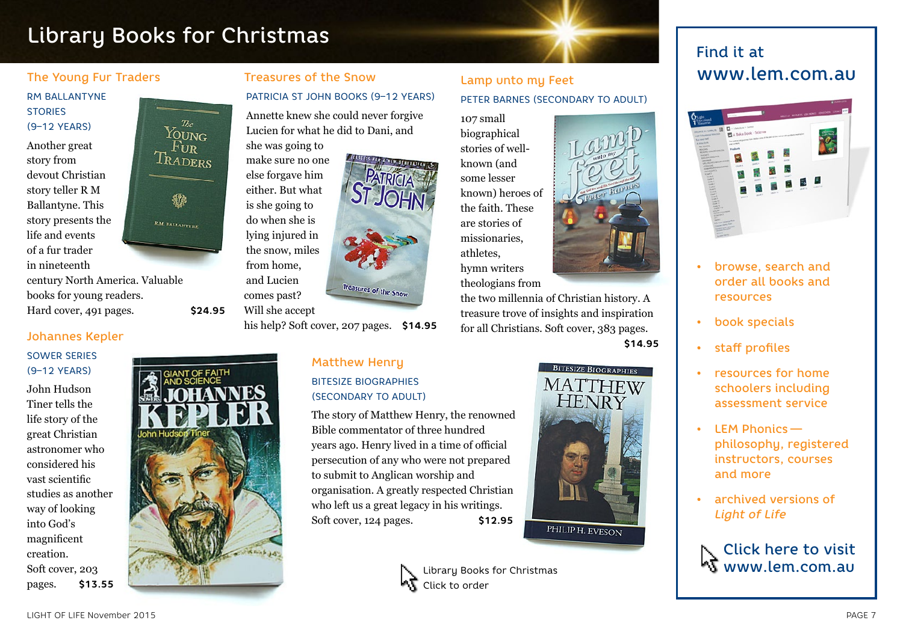# Library Books for Christmas

## The Young Fur Traders

RM BALLANTYNE STORIES (9–12 YEARS)

Another great story from devout Christian story teller R M Ballantyne. This story presents the life and events of a fur trader in nineteenth century North America. Valuable books for young readers. Hard cover, 491 pages. **$24.95**

## Treasures of the Snow

PATRICIA ST JOHN BOOKS (9–12 YEARS)

Annette knew she could never forgive Lucien for what he did to Dani, and she was going to make sure no one else forgave him either. But what is she going to do when she is lying injured in the snow, miles from home, and Lucien comes past? Will she accept his help? Soft cover, 207 pages. **$14.95**

## Lamp unto my Feet

PETER BARNES (SECONDARY TO ADULT)

107 small biographical stories of well-known (and some lesser known) heroes of the faith. These are stories of missionaries, athletes, hymn writers theologians from the two millennia of Christian history. A treasure trove of insights and inspiration for all Christians. Soft cover, 383 pages. **$14.95**

## Johannes Kepler

SOWER SERIES (9–12 YEARS)

John Hudson Tiner tells the life story of the great Christian astronomer who considered his vast scientific studies as another way of looking into God's magnificent creation. Soft cover, 203 pages. **$13.55**

## Matthew Henry

BITESIZE BIOGRAPHIES (SECONDARY TO ADULT)

The story of Matthew Henry, the renowned Bible commentator of three hundred years ago. Henry lived in a time of official persecution of any who were not prepared to submit to Anglican worship and organisation. A greatly respected Christian who left us a great legacy in his writings. Soft cover, 124 pages. **$12.95**

Library Books for Christmas
Click to order

## Find it at www.lem.com.au

- browse, search and order all books and resources
- book specials
- staff profiles
- resources for home schoolers including assessment service
- LEM Phonics — philosophy, registered instructors, courses and more
- archived versions of *Light of Life*

Click here to visit www.lem.com.au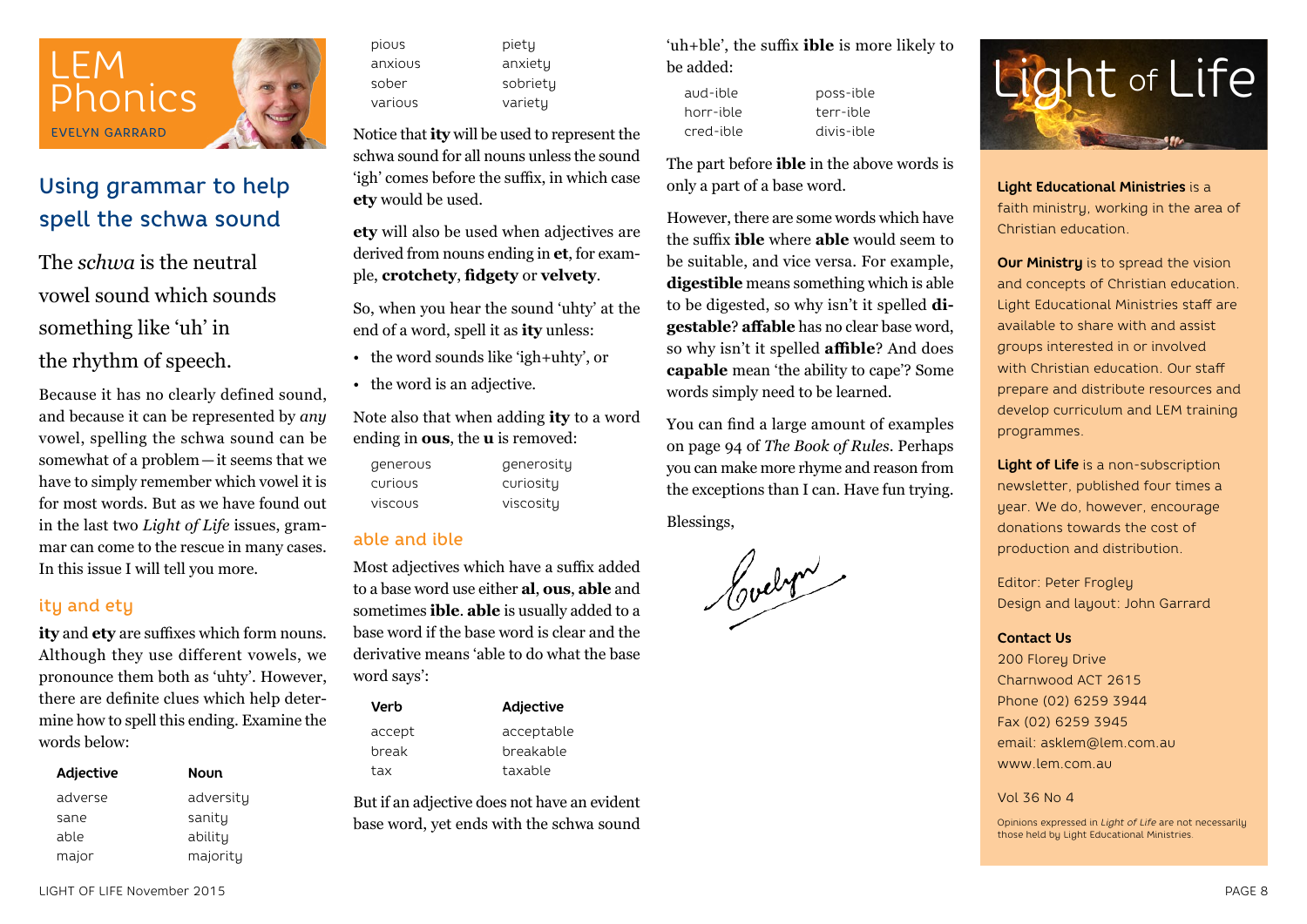# LEM Phonics

EVELYN GARRARD

## Using grammar to help spell the schwa sound

The *schwa* is the neutral vowel sound which sounds something like 'uh' in the rhythm of speech.

Because it has no clearly defined sound, and because it can be represented by *any* vowel, spelling the schwa sound can be somewhat of a problem—it seems that we have to simply remember which vowel it is for most words. But as we have found out in the last two *Light of Life* issues, grammar can come to the rescue in many cases. In this issue I will tell you more.

### ity and ety

**ity** and **ety** are suffixes which form nouns. Although they use different vowels, we pronounce them both as 'uhty'. However, there are definite clues which help determine how to spell this ending. Examine the words below:

| Adjective | Noun |
|---|---|
| adverse | adversity |
| sane | sanity |
| able | ability |
| major | majority |
| pious | piety |
| anxious | anxiety |
| sober | sobriety |
| various | variety |

Notice that **ity** will be used to represent the schwa sound for all nouns unless the sound 'igh' comes before the suffix, in which case **ety** would be used.

**ety** will also be used when adjectives are derived from nouns ending in **et**, for example, **crotchety**, **fidgety** or **velvety**.

So, when you hear the sound 'uhty' at the end of a word, spell it as **ity** unless:

- the word sounds like 'igh+uhty', or
- the word is an adjective.

Note also that when adding **ity** to a word ending in **ous**, the **u** is removed:

| | |
|---|---|
| generous | generosity |
| curious | curiosity |
| viscous | viscosity |

### able and ible

Most adjectives which have a suffix added to a base word use either **al**, **ous**, **able** and sometimes **ible**. **able** is usually added to a base word if the base word is clear and the derivative means 'able to do what the base word says':

| Verb | Adjective |
|---|---|
| accept | acceptable |
| break | breakable |
| tax | taxable |

But if an adjective does not have an evident base word, yet ends with the schwa sound 'uh+ble', the suffix **ible** is more likely to be added:

| | |
|---|---|
| aud-ible | poss-ible |
| horr-ible | terr-ible |
| cred-ible | divis-ible |

The part before **ible** in the above words is only a part of a base word.

However, there are some words which have the suffix **ible** where **able** would seem to be suitable, and vice versa. For example, **digestible** means something which is able to be digested, so why isn't it spelled **digestable**? **affable** has no clear base word, so why isn't it spelled **affible**? And does **capable** mean 'the ability to cape'? Some words simply need to be learned.

You can find a large amount of examples on page 94 of *The Book of Rules*. Perhaps you can make more rhyme and reason from the exceptions than I can. Have fun trying.

Blessings,

Evelyn

# Light of Life

**Light Educational Ministries** is a faith ministry, working in the area of Christian education.

**Our Ministry** is to spread the vision and concepts of Christian education. Light Educational Ministries staff are available to share with and assist groups interested in or involved with Christian education. Our staff prepare and distribute resources and develop curriculum and LEM training programmes.

**Light of Life** is a non-subscription newsletter, published four times a year. We do, however, encourage donations towards the cost of production and distribution.

Editor: Peter Frogley
Design and layout: John Garrard

**Contact Us**
200 Florey Drive
Charnwood ACT 2615
Phone (02) 6259 3944
Fax (02) 6259 3945
email: asklem@lem.com.au
www.lem.com.au

Vol 36 No 4

Opinions expressed in *Light of Life* are not necessarily those held by Light Educational Ministries.